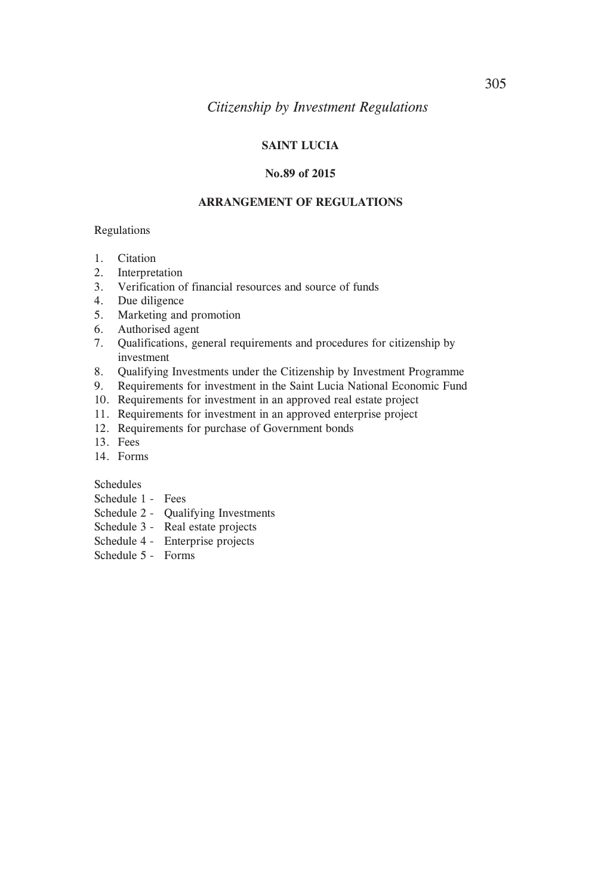# Citizenship by Investment Regulations

## SAINT LUCIA

### No.89 of 2015

### ARRANGEMENT OF REGULATIONS

Regulations

1. Citation
2. Interpretation
3. Verification of financial resources and source of funds
4. Due diligence
5. Marketing and promotion
6. Authorised agent
7. Qualifications, general requirements and procedures for citizenship by investment
8. Qualifying Investments under the Citizenship by Investment Programme
9. Requirements for investment in the Saint Lucia National Economic Fund
10. Requirements for investment in an approved real estate project
11. Requirements for investment in an approved enterprise project
12. Requirements for purchase of Government bonds
13. Fees
14. Forms

Schedules

Schedule 1 - Fees  
Schedule 2 - Qualifying Investments  
Schedule 3 - Real estate projects  
Schedule 4 - Enterprise projects  
Schedule 5 - Forms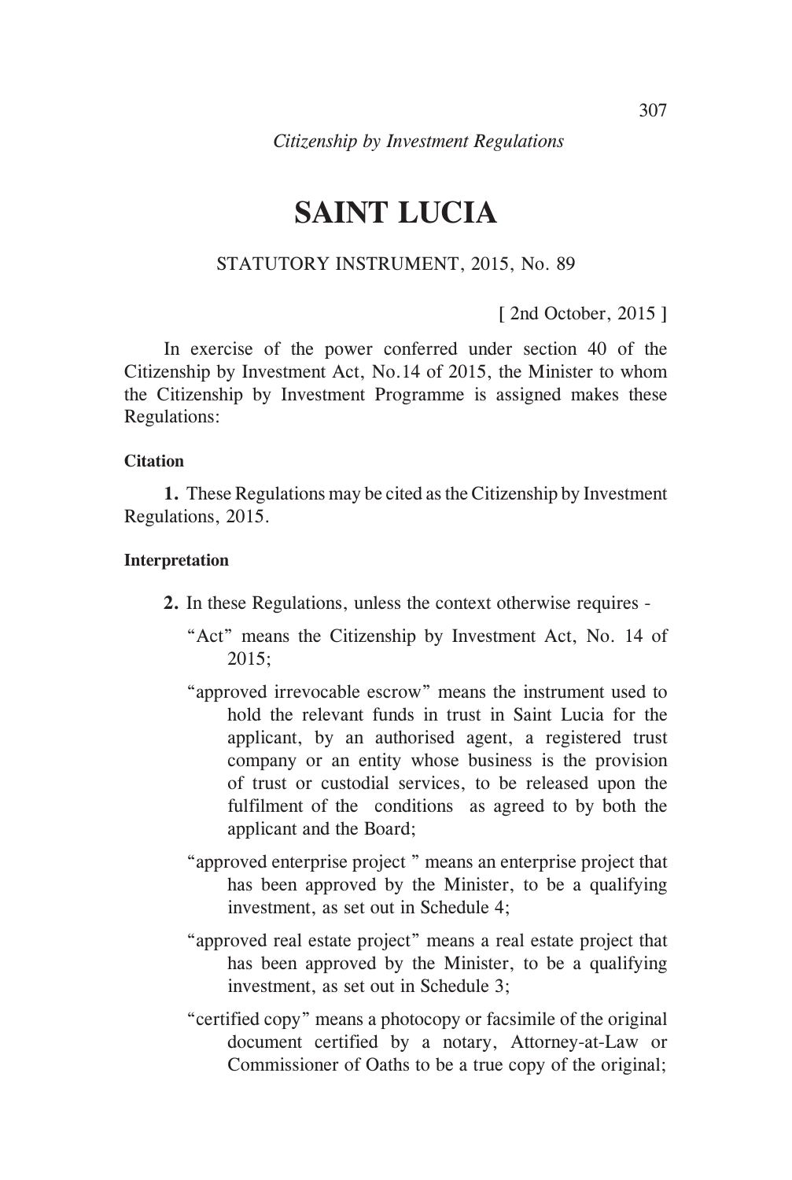# SAINT LUCIA

STATUTORY INSTRUMENT, 2015, No. 89

[ 2nd October, 2015 ]

In exercise of the power conferred under section 40 of the Citizenship by Investment Act, No.14 of 2015, the Minister to whom the Citizenship by Investment Programme is assigned makes these Regulations:

**Citation**

**1.** These Regulations may be cited as the Citizenship by Investment Regulations, 2015.

**Interpretation**

**2.** In these Regulations, unless the context otherwise requires -

"Act" means the Citizenship by Investment Act, No. 14 of 2015;

"approved irrevocable escrow" means the instrument used to hold the relevant funds in trust in Saint Lucia for the applicant, by an authorised agent, a registered trust company or an entity whose business is the provision of trust or custodial services, to be released upon the fulfilment of the conditions as agreed to by both the applicant and the Board;

"approved enterprise project " means an enterprise project that has been approved by the Minister, to be a qualifying investment, as set out in Schedule 4;

"approved real estate project" means a real estate project that has been approved by the Minister, to be a qualifying investment, as set out in Schedule 3;

"certified copy" means a photocopy or facsimile of the original document certified by a notary, Attorney-at-Law or Commissioner of Oaths to be a true copy of the original;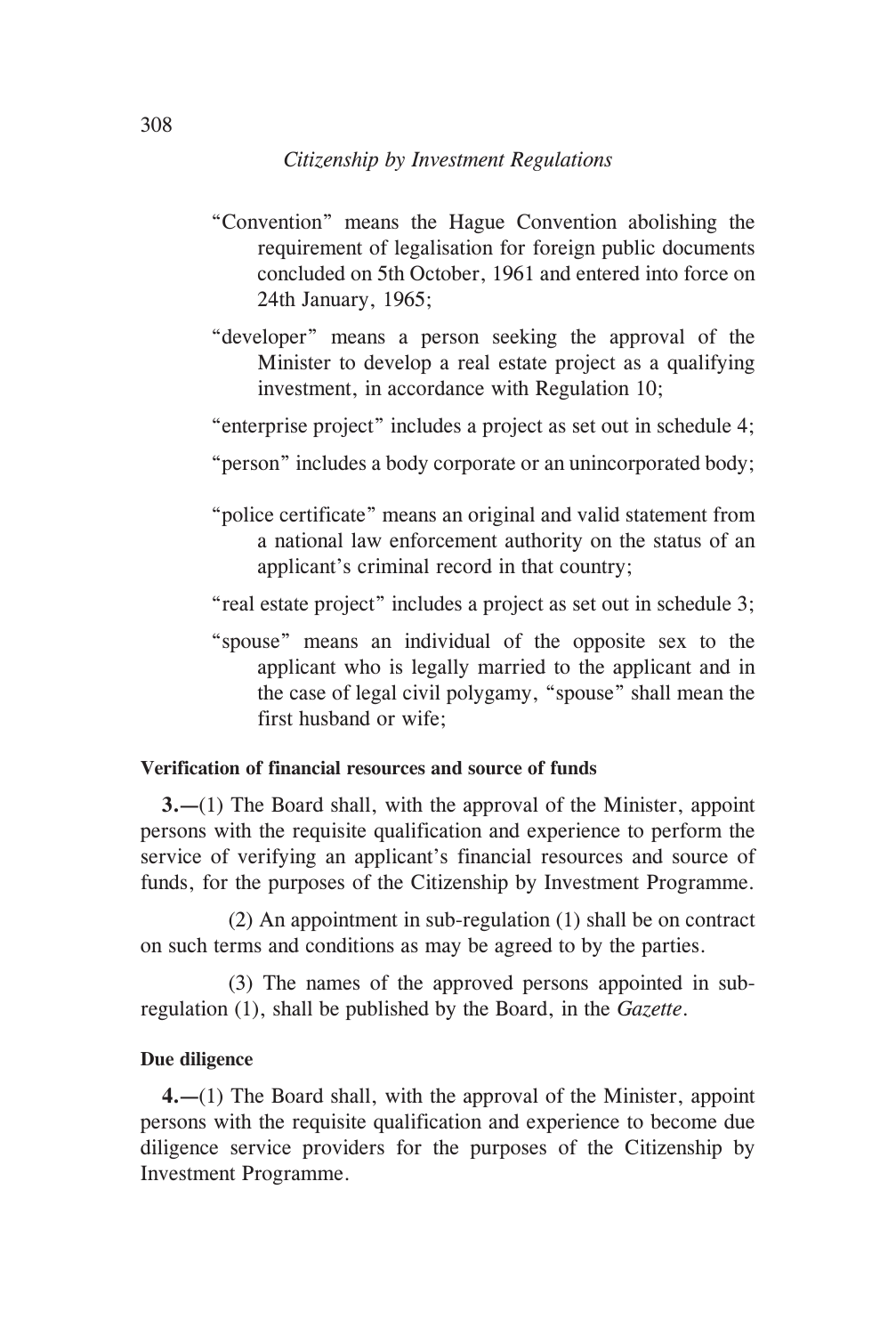"Convention" means the Hague Convention abolishing the requirement of legalisation for foreign public documents concluded on 5th October, 1961 and entered into force on 24th January, 1965;

"developer" means a person seeking the approval of the Minister to develop a real estate project as a qualifying investment, in accordance with Regulation 10;

"enterprise project" includes a project as set out in schedule 4;

"person" includes a body corporate or an unincorporated body;

"police certificate" means an original and valid statement from a national law enforcement authority on the status of an applicant's criminal record in that country;

"real estate project" includes a project as set out in schedule 3;

"spouse" means an individual of the opposite sex to the applicant who is legally married to the applicant and in the case of legal civil polygamy, "spouse" shall mean the first husband or wife;

**Verification of financial resources and source of funds**

**3.**—(1) The Board shall, with the approval of the Minister, appoint persons with the requisite qualification and experience to perform the service of verifying an applicant's financial resources and source of funds, for the purposes of the Citizenship by Investment Programme.

(2) An appointment in sub-regulation (1) shall be on contract on such terms and conditions as may be agreed to by the parties.

(3) The names of the approved persons appointed in sub-regulation (1), shall be published by the Board, in the *Gazette*.

**Due diligence**

**4.**—(1) The Board shall, with the approval of the Minister, appoint persons with the requisite qualification and experience to become due diligence service providers for the purposes of the Citizenship by Investment Programme.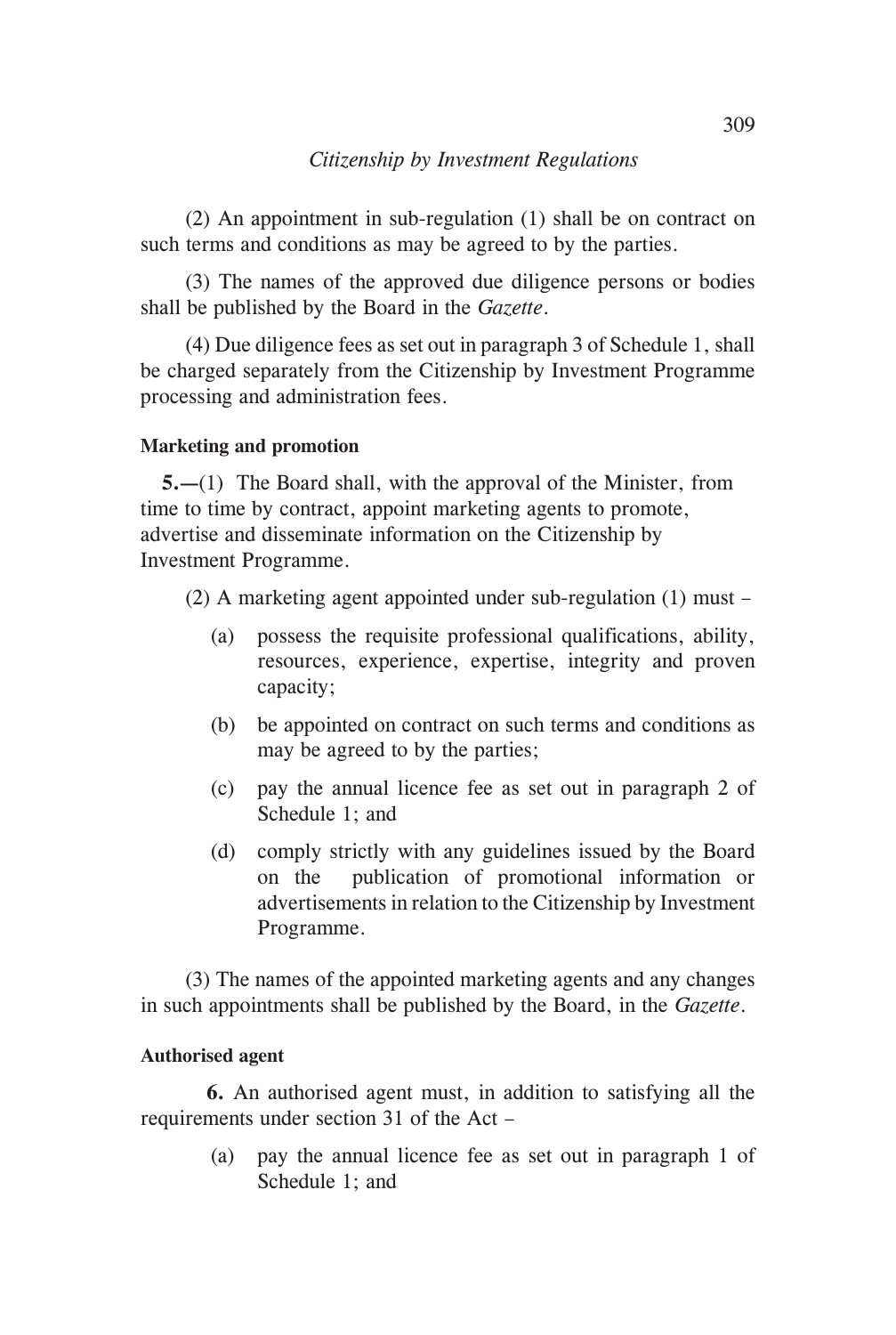(2) An appointment in sub-regulation (1) shall be on contract on such terms and conditions as may be agreed to by the parties.

(3) The names of the approved due diligence persons or bodies shall be published by the Board in the *Gazette*.

(4) Due diligence fees as set out in paragraph 3 of Schedule 1, shall be charged separately from the Citizenship by Investment Programme processing and administration fees.

**Marketing and promotion**

**5.**—(1) The Board shall, with the approval of the Minister, from time to time by contract, appoint marketing agents to promote, advertise and disseminate information on the Citizenship by Investment Programme.

(2) A marketing agent appointed under sub-regulation (1) must –

- (a) possess the requisite professional qualifications, ability, resources, experience, expertise, integrity and proven capacity;
- (b) be appointed on contract on such terms and conditions as may be agreed to by the parties;
- (c) pay the annual licence fee as set out in paragraph 2 of Schedule 1; and
- (d) comply strictly with any guidelines issued by the Board on the publication of promotional information or advertisements in relation to the Citizenship by Investment Programme.

(3) The names of the appointed marketing agents and any changes in such appointments shall be published by the Board, in the *Gazette*.

**Authorised agent**

**6.** An authorised agent must, in addition to satisfying all the requirements under section 31 of the Act –

- (a) pay the annual licence fee as set out in paragraph 1 of Schedule 1; and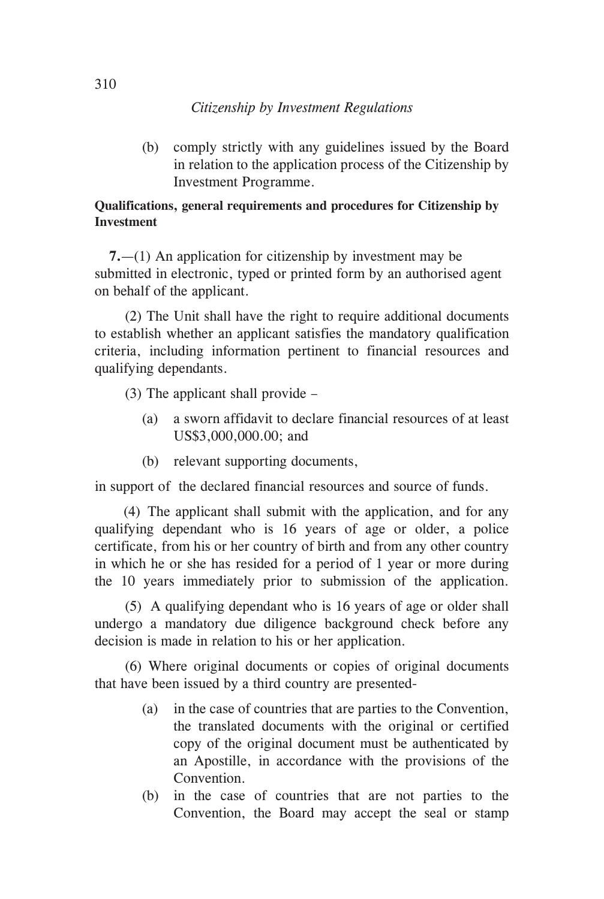(b) comply strictly with any guidelines issued by the Board in relation to the application process of the Citizenship by Investment Programme.

**Qualifications, general requirements and procedures for Citizenship by Investment**

**7.**—(1) An application for citizenship by investment may be submitted in electronic, typed or printed form by an authorised agent on behalf of the applicant.

(2) The Unit shall have the right to require additional documents to establish whether an applicant satisfies the mandatory qualification criteria, including information pertinent to financial resources and qualifying dependants.

(3) The applicant shall provide –

(a) a sworn affidavit to declare financial resources of at least US$3,000,000.00; and

(b) relevant supporting documents,

in support of the declared financial resources and source of funds.

(4) The applicant shall submit with the application, and for any qualifying dependant who is 16 years of age or older, a police certificate, from his or her country of birth and from any other country in which he or she has resided for a period of 1 year or more during the 10 years immediately prior to submission of the application.

(5) A qualifying dependant who is 16 years of age or older shall undergo a mandatory due diligence background check before any decision is made in relation to his or her application.

(6) Where original documents or copies of original documents that have been issued by a third country are presented-

(a) in the case of countries that are parties to the Convention, the translated documents with the original or certified copy of the original document must be authenticated by an Apostille, in accordance with the provisions of the Convention.

(b) in the case of countries that are not parties to the Convention, the Board may accept the seal or stamp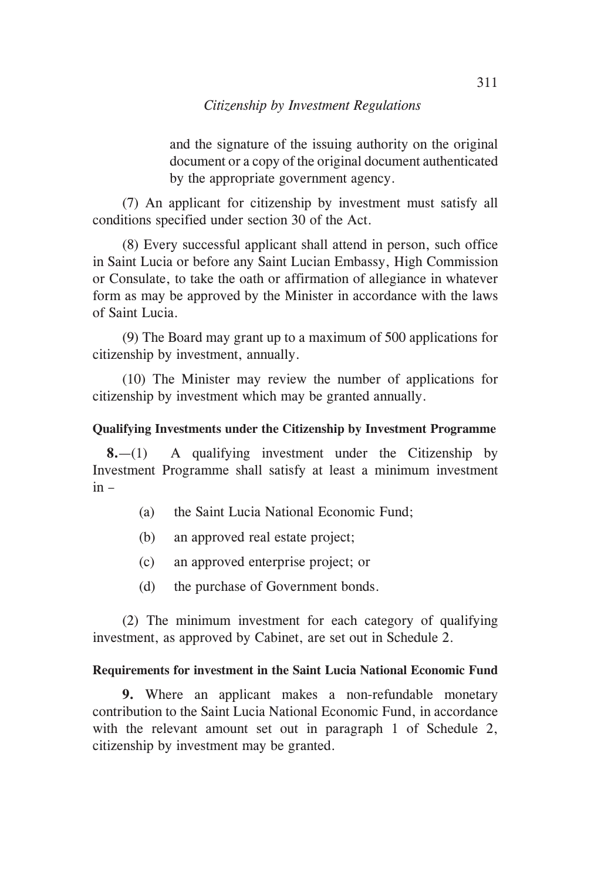and the signature of the issuing authority on the original document or a copy of the original document authenticated by the appropriate government agency.

(7) An applicant for citizenship by investment must satisfy all conditions specified under section 30 of the Act.

(8) Every successful applicant shall attend in person, such office in Saint Lucia or before any Saint Lucian Embassy, High Commission or Consulate, to take the oath or affirmation of allegiance in whatever form as may be approved by the Minister in accordance with the laws of Saint Lucia.

(9) The Board may grant up to a maximum of 500 applications for citizenship by investment, annually.

(10) The Minister may review the number of applications for citizenship by investment which may be granted annually.

**Qualifying Investments under the Citizenship by Investment Programme**

**8.**—(1) A qualifying investment under the Citizenship by Investment Programme shall satisfy at least a minimum investment in –

(a) the Saint Lucia National Economic Fund;

(b) an approved real estate project;

(c) an approved enterprise project; or

(d) the purchase of Government bonds.

(2) The minimum investment for each category of qualifying investment, as approved by Cabinet, are set out in Schedule 2.

**Requirements for investment in the Saint Lucia National Economic Fund**

**9.** Where an applicant makes a non-refundable monetary contribution to the Saint Lucia National Economic Fund, in accordance with the relevant amount set out in paragraph 1 of Schedule 2, citizenship by investment may be granted.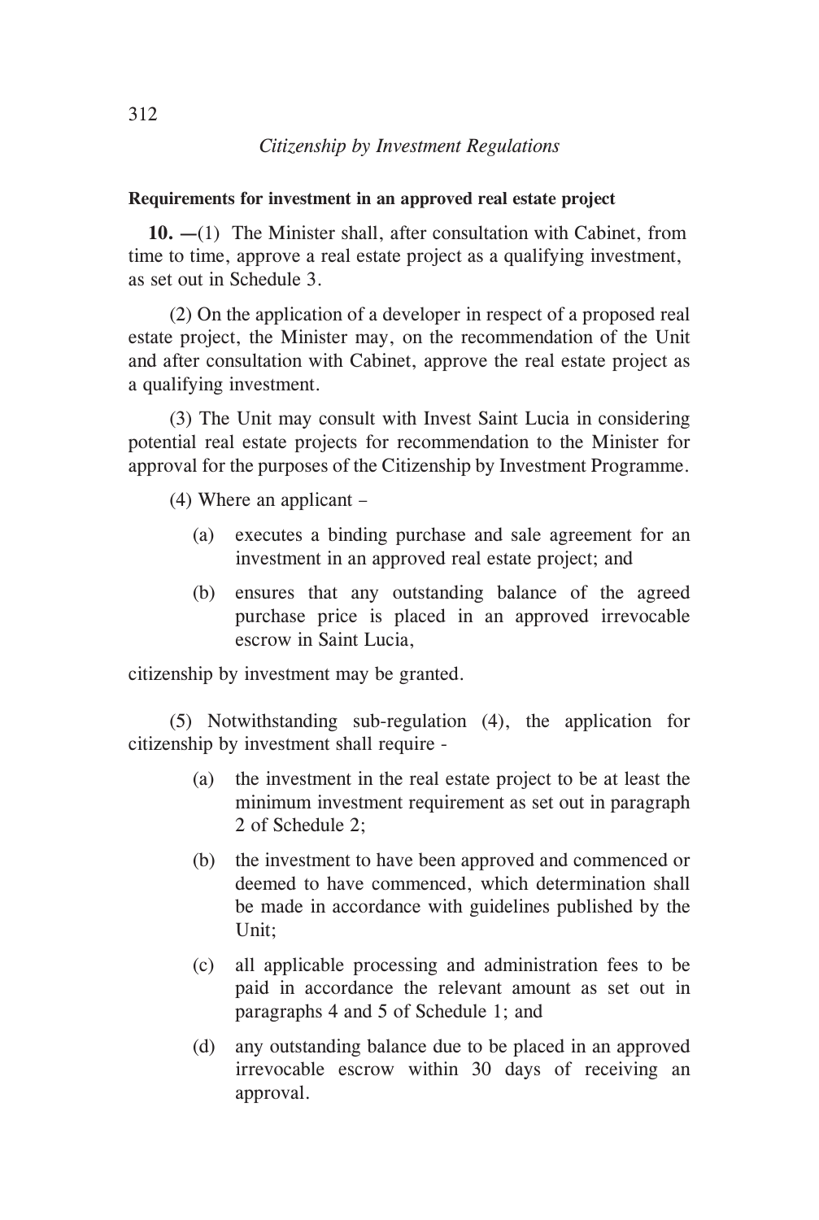**Requirements for investment in an approved real estate project**

**10. —**(1) The Minister shall, after consultation with Cabinet, from time to time, approve a real estate project as a qualifying investment, as set out in Schedule 3.

(2) On the application of a developer in respect of a proposed real estate project, the Minister may, on the recommendation of the Unit and after consultation with Cabinet, approve the real estate project as a qualifying investment.

(3) The Unit may consult with Invest Saint Lucia in considering potential real estate projects for recommendation to the Minister for approval for the purposes of the Citizenship by Investment Programme.

(4) Where an applicant –

- (a) executes a binding purchase and sale agreement for an investment in an approved real estate project; and
- (b) ensures that any outstanding balance of the agreed purchase price is placed in an approved irrevocable escrow in Saint Lucia,

citizenship by investment may be granted.

(5) Notwithstanding sub-regulation (4), the application for citizenship by investment shall require -

- (a) the investment in the real estate project to be at least the minimum investment requirement as set out in paragraph 2 of Schedule 2;
- (b) the investment to have been approved and commenced or deemed to have commenced, which determination shall be made in accordance with guidelines published by the Unit;
- (c) all applicable processing and administration fees to be paid in accordance the relevant amount as set out in paragraphs 4 and 5 of Schedule 1; and
- (d) any outstanding balance due to be placed in an approved irrevocable escrow within 30 days of receiving an approval.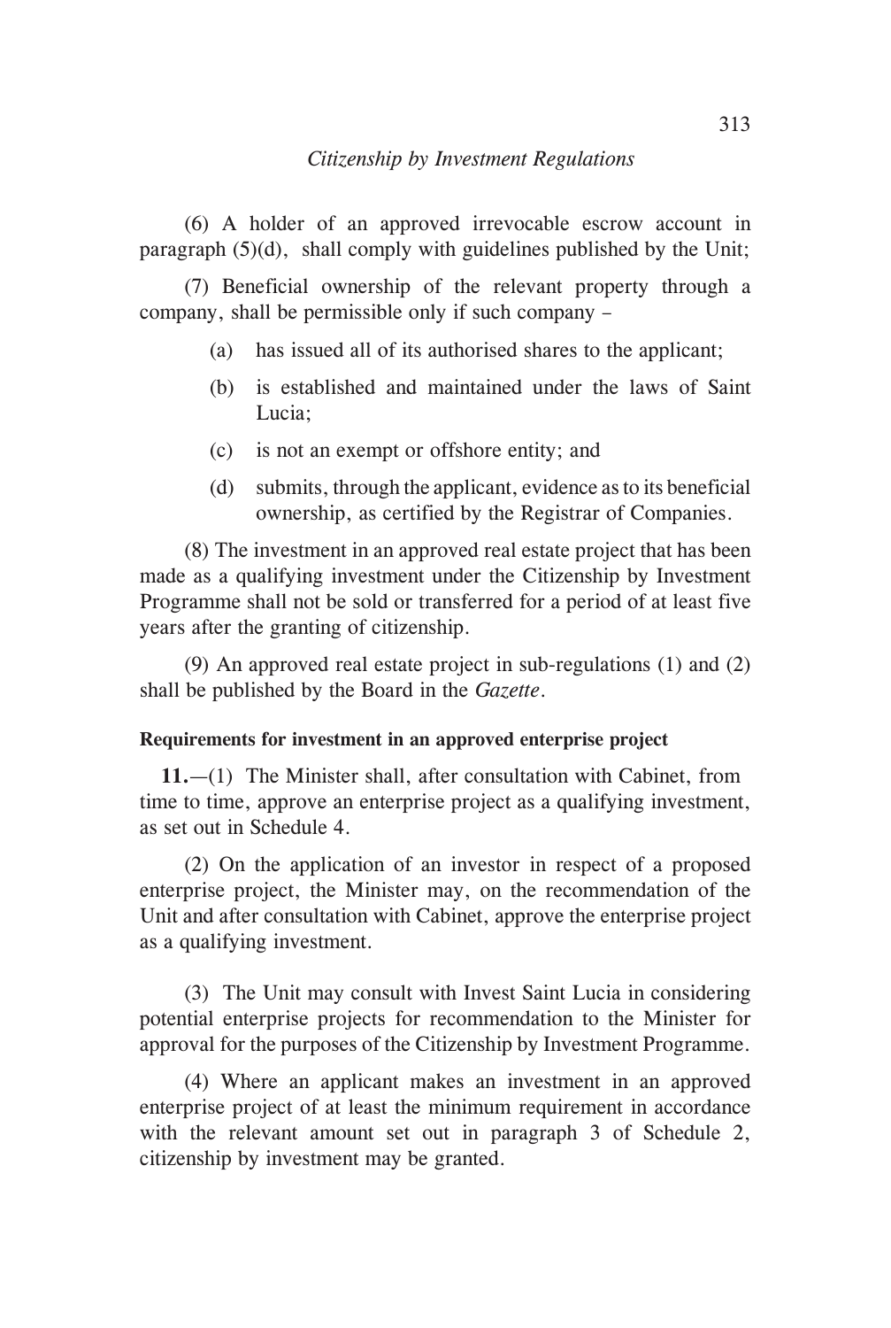(6) A holder of an approved irrevocable escrow account in paragraph (5)(d), shall comply with guidelines published by the Unit;

(7) Beneficial ownership of the relevant property through a company, shall be permissible only if such company –

(a) has issued all of its authorised shares to the applicant;

(b) is established and maintained under the laws of Saint Lucia;

(c) is not an exempt or offshore entity; and

(d) submits, through the applicant, evidence as to its beneficial ownership, as certified by the Registrar of Companies.

(8) The investment in an approved real estate project that has been made as a qualifying investment under the Citizenship by Investment Programme shall not be sold or transferred for a period of at least five years after the granting of citizenship.

(9) An approved real estate project in sub-regulations (1) and (2) shall be published by the Board in the *Gazette*.

**Requirements for investment in an approved enterprise project**

**11.**—(1) The Minister shall, after consultation with Cabinet, from time to time, approve an enterprise project as a qualifying investment, as set out in Schedule 4.

(2) On the application of an investor in respect of a proposed enterprise project, the Minister may, on the recommendation of the Unit and after consultation with Cabinet, approve the enterprise project as a qualifying investment.

(3) The Unit may consult with Invest Saint Lucia in considering potential enterprise projects for recommendation to the Minister for approval for the purposes of the Citizenship by Investment Programme.

(4) Where an applicant makes an investment in an approved enterprise project of at least the minimum requirement in accordance with the relevant amount set out in paragraph 3 of Schedule 2, citizenship by investment may be granted.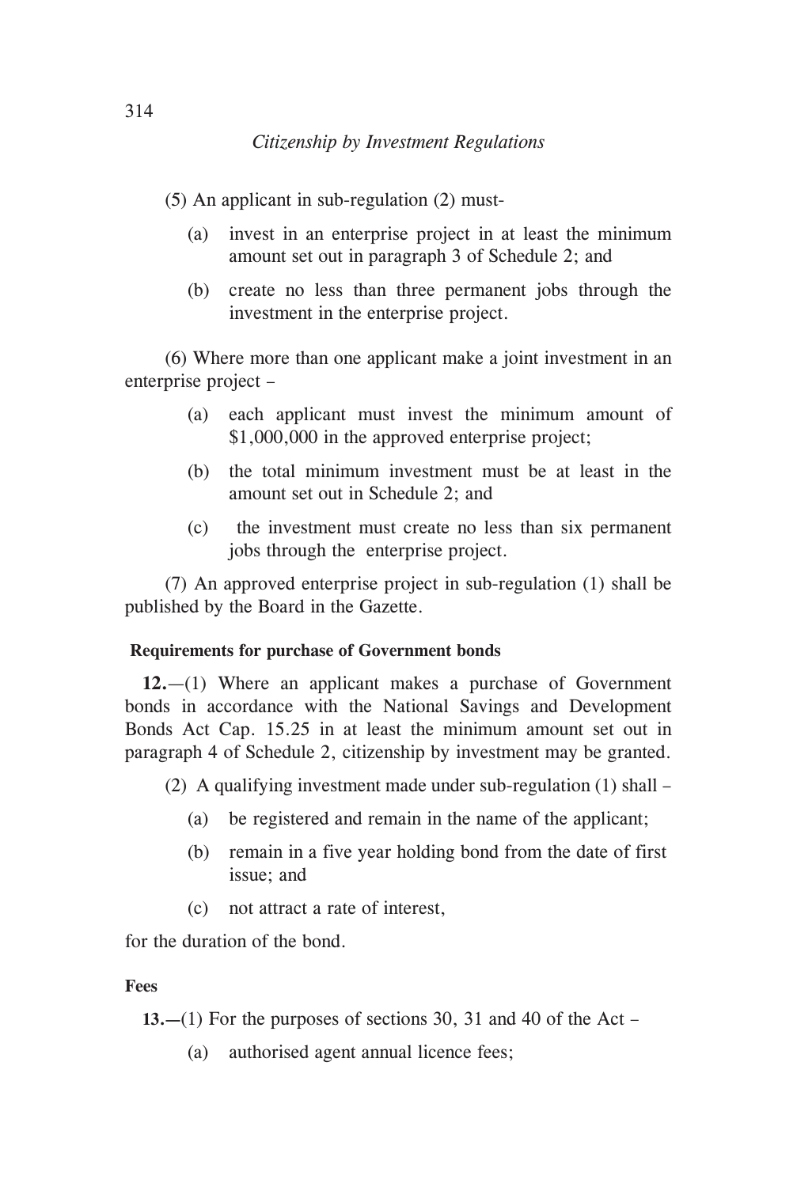(5) An applicant in sub-regulation (2) must-

(a) invest in an enterprise project in at least the minimum amount set out in paragraph 3 of Schedule 2; and

(b) create no less than three permanent jobs through the investment in the enterprise project.

(6) Where more than one applicant make a joint investment in an enterprise project –

(a) each applicant must invest the minimum amount of \$1,000,000 in the approved enterprise project;

(b) the total minimum investment must be at least in the amount set out in Schedule 2; and

(c) the investment must create no less than six permanent jobs through the enterprise project.

(7) An approved enterprise project in sub-regulation (1) shall be published by the Board in the Gazette.

**Requirements for purchase of Government bonds**

**12.**—(1) Where an applicant makes a purchase of Government bonds in accordance with the National Savings and Development Bonds Act Cap. 15.25 in at least the minimum amount set out in paragraph 4 of Schedule 2, citizenship by investment may be granted.

(2) A qualifying investment made under sub-regulation (1) shall –

(a) be registered and remain in the name of the applicant;

(b) remain in a five year holding bond from the date of first issue; and

(c) not attract a rate of interest,

for the duration of the bond.

**Fees**

**13.**—(1) For the purposes of sections 30, 31 and 40 of the Act –

(a) authorised agent annual licence fees;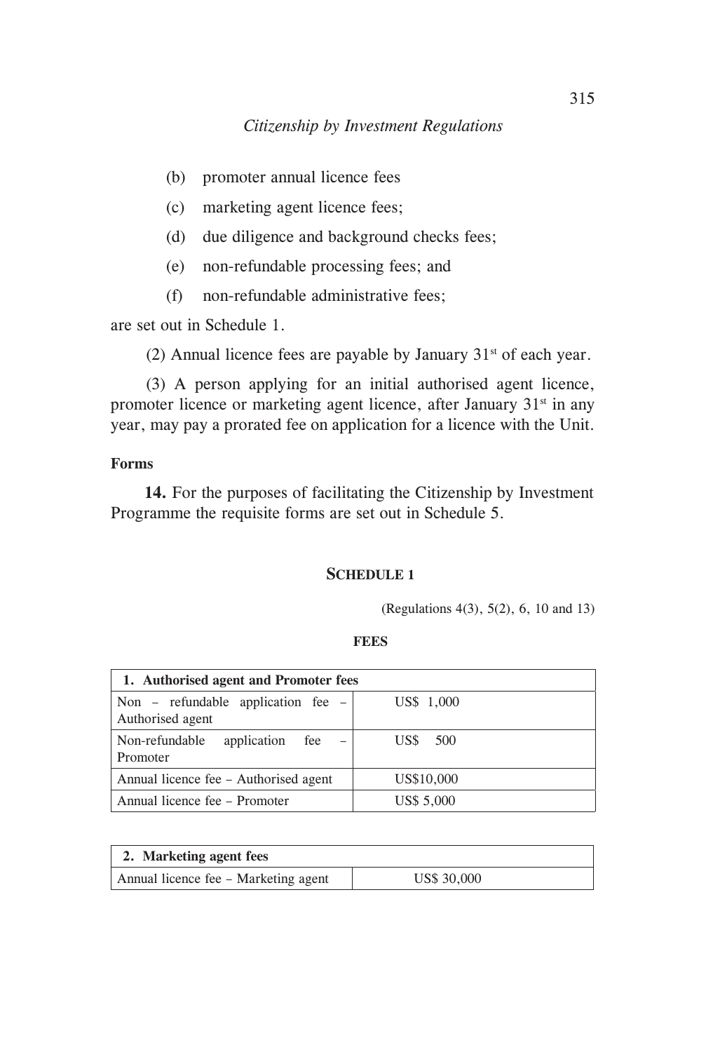(b) promoter annual licence fees

(c) marketing agent licence fees;

(d) due diligence and background checks fees;

(e) non-refundable processing fees; and

(f) non-refundable administrative fees;

are set out in Schedule 1.

(2) Annual licence fees are payable by January 31st of each year.

(3) A person applying for an initial authorised agent licence, promoter licence or marketing agent licence, after January 31st in any year, may pay a prorated fee on application for a licence with the Unit.

**Forms**

**14.** For the purposes of facilitating the Citizenship by Investment Programme the requisite forms are set out in Schedule 5.

## SCHEDULE 1

(Regulations 4(3), 5(2), 6, 10 and 13)

**FEES**

| **1. Authorised agent and Promoter fees** | |
|---|---|
| Non – refundable application fee – Authorised agent | US$ 1,000 |
| Non-refundable application fee – Promoter | US$ 500 |
| Annual licence fee – Authorised agent | US$10,000 |
| Annual licence fee – Promoter | US$ 5,000 |

| **2. Marketing agent fees** | |
|---|---|
| Annual licence fee – Marketing agent | US$ 30,000 |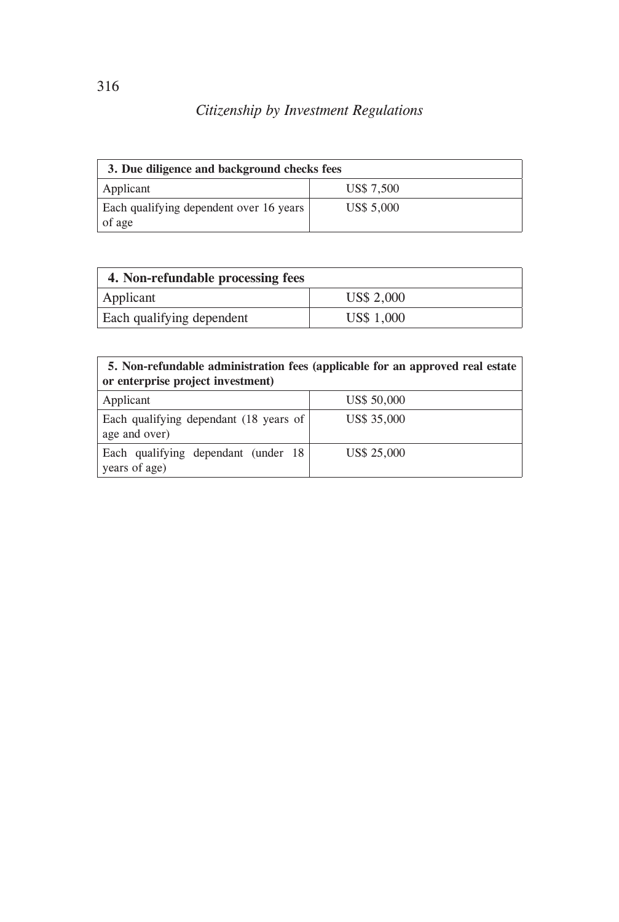| 3. Due diligence and background checks fees | |
|---|---|
| Applicant | US$ 7,500 |
| Each qualifying dependent over 16 years of age | US$ 5,000 |

| 4. Non-refundable processing fees | |
|---|---|
| Applicant | US$ 2,000 |
| Each qualifying dependent | US$ 1,000 |

| 5. Non-refundable administration fees (applicable for an approved real estate or enterprise project investment) | |
|---|---|
| Applicant | US$ 50,000 |
| Each qualifying dependant (18 years of age and over) | US$ 35,000 |
| Each qualifying dependant (under 18 years of age) | US$ 25,000 |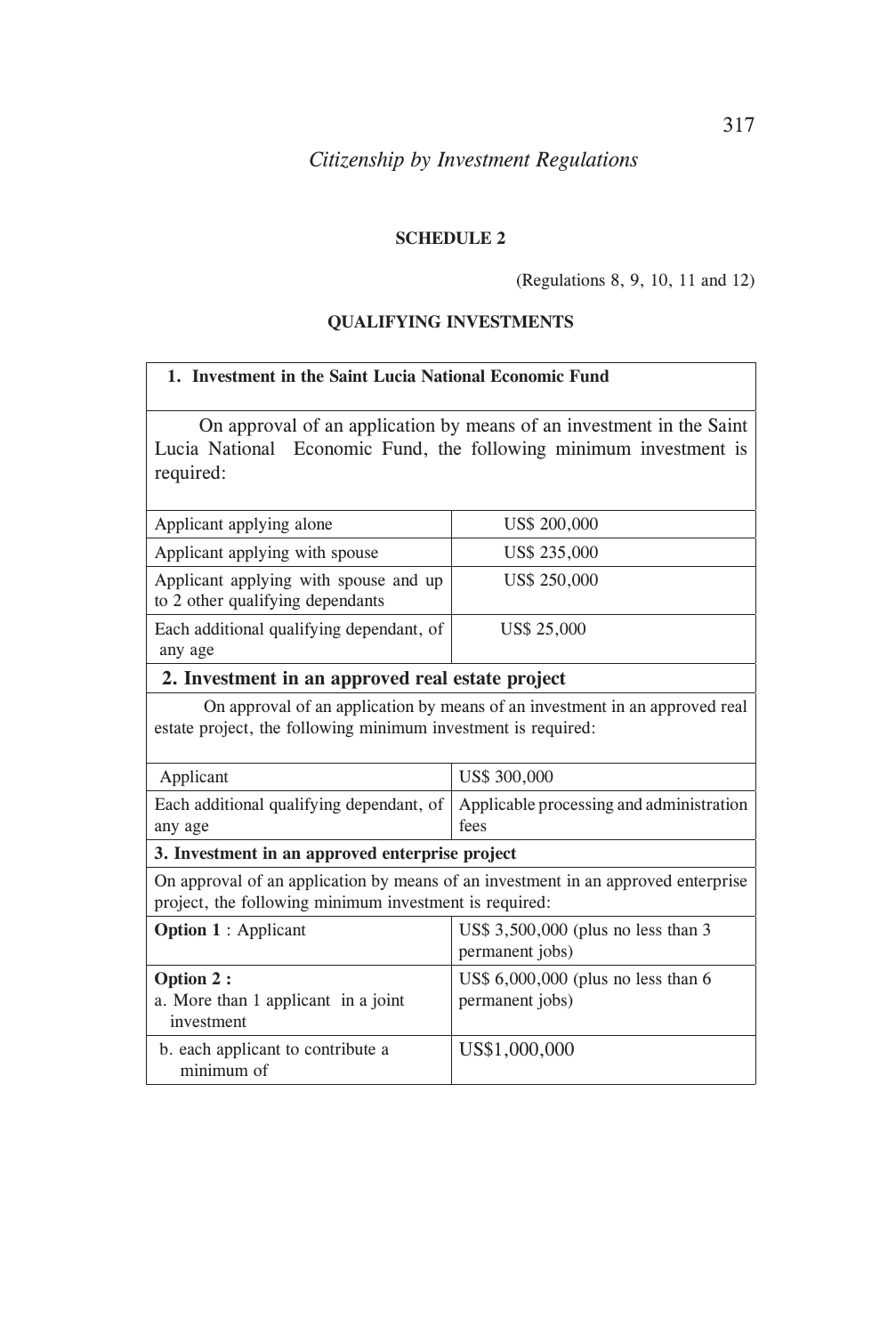## SCHEDULE 2

(Regulations 8, 9, 10, 11 and 12)

### QUALIFYING INVESTMENTS

| **1. Investment in the Saint Lucia National Economic Fund** | |
|---|---|
| On approval of an application by means of an investment in the Saint Lucia National Economic Fund, the following minimum investment is required: | |
| Applicant applying alone | US$ 200,000 |
| Applicant applying with spouse | US$ 235,000 |
| Applicant applying with spouse and up to 2 other qualifying dependants | US$ 250,000 |
| Each additional qualifying dependant, of any age | US$ 25,000 |
| **2. Investment in an approved real estate project** | |
| On approval of an application by means of an investment in an approved real estate project, the following minimum investment is required: | |
| Applicant | US$ 300,000 |
| Each additional qualifying dependant, of any age | Applicable processing and administration fees |
| **3. Investment in an approved enterprise project** | |
| On approval of an application by means of an investment in an approved enterprise project, the following minimum investment is required: | |
| **Option 1** : Applicant | US$ 3,500,000 (plus no less than 3 permanent jobs) |
| **Option 2 :** a. More than 1 applicant in a joint investment | US$ 6,000,000 (plus no less than 6 permanent jobs) |
| b. each applicant to contribute a minimum of | US$1,000,000 |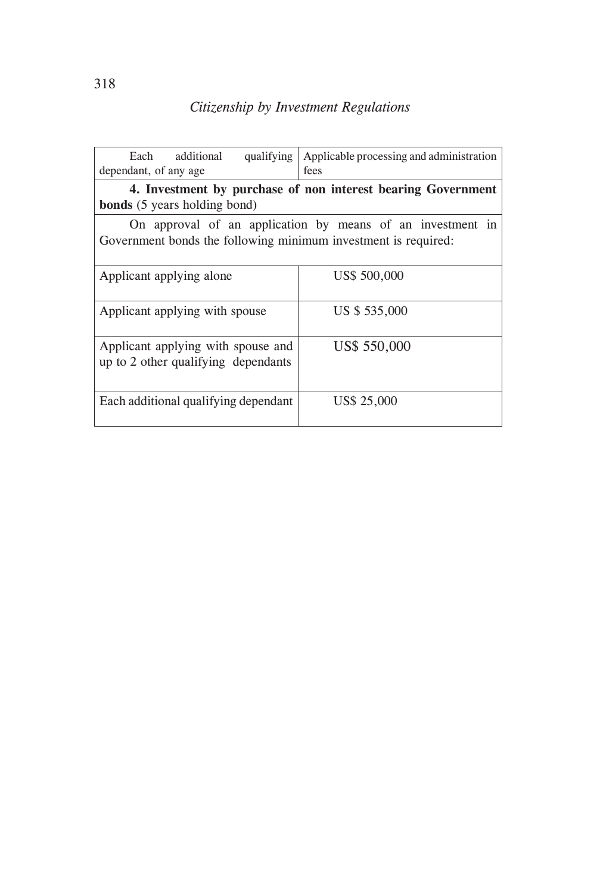| | |
|---|---|
| Each additional qualifying dependant, of any age | Applicable processing and administration fees |
| **4. Investment by purchase of non interest bearing Government bonds** (5 years holding bond) | |
| On approval of an application by means of an investment in Government bonds the following minimum investment is required: | |
| Applicant applying alone | US$ 500,000 |
| Applicant applying with spouse | US $ 535,000 |
| Applicant applying with spouse and up to 2 other qualifying dependants | US$ 550,000 |
| Each additional qualifying dependant | US$ 25,000 |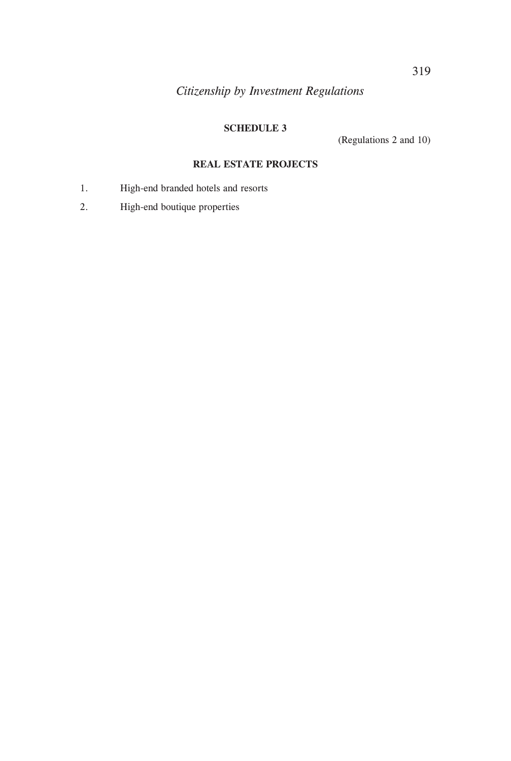## SCHEDULE 3

(Regulations 2 and 10)

### REAL ESTATE PROJECTS

1. High-end branded hotels and resorts
2. High-end boutique properties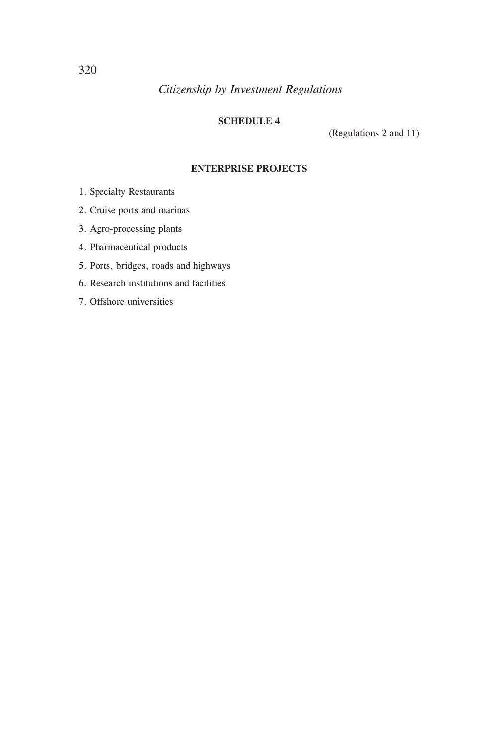## SCHEDULE 4

(Regulations 2 and 11)

### ENTERPRISE PROJECTS

1. Specialty Restaurants
2. Cruise ports and marinas
3. Agro-processing plants
4. Pharmaceutical products
5. Ports, bridges, roads and highways
6. Research institutions and facilities
7. Offshore universities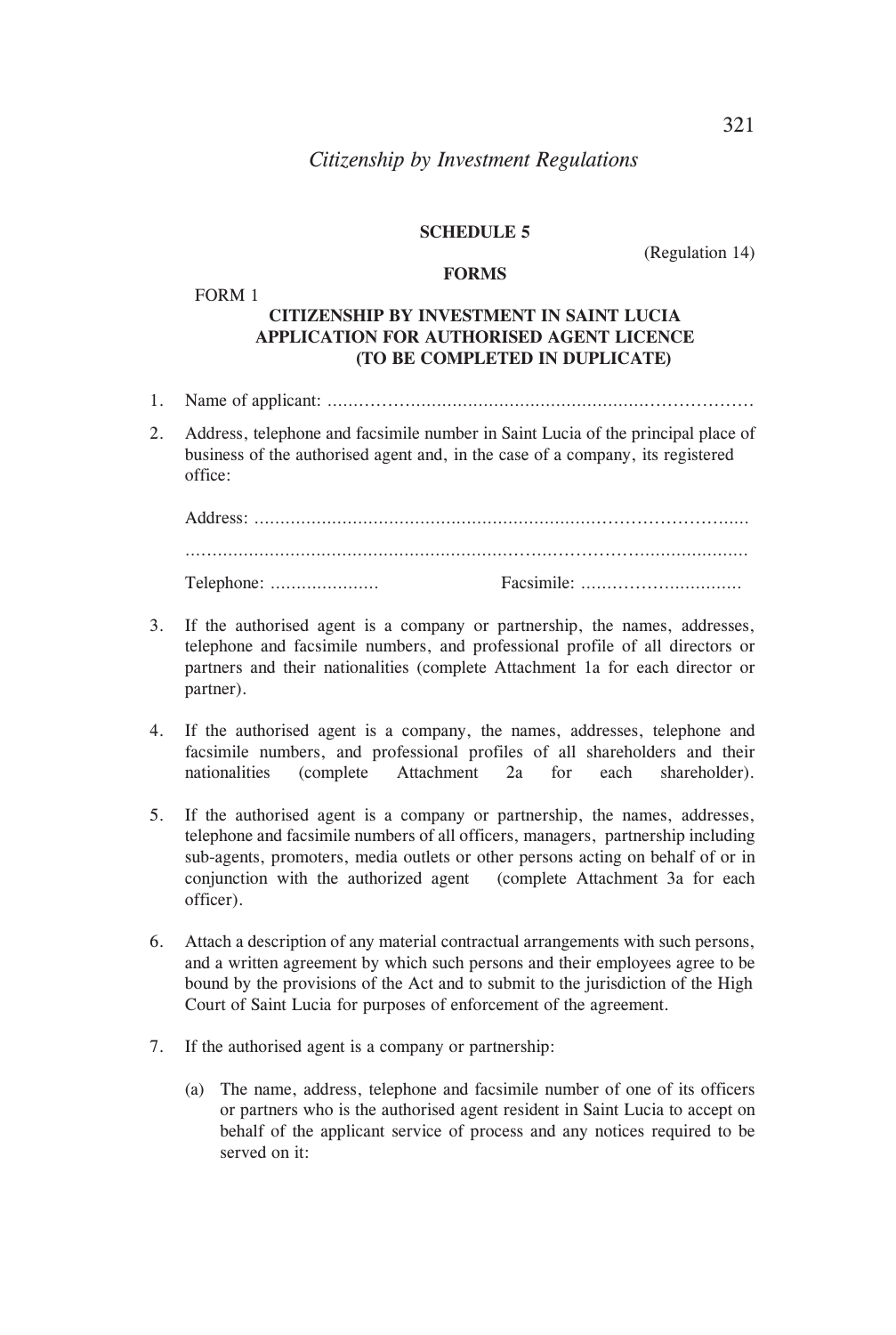## SCHEDULE 5

(Regulation 14)

### FORMS

FORM 1

**CITIZENSHIP BY INVESTMENT IN SAINT LUCIA**
**APPLICATION FOR AUTHORISED AGENT LICENCE**
**(TO BE COMPLETED IN DUPLICATE)**

1. Name of applicant: ……………………………………………………………………

2. Address, telephone and facsimile number in Saint Lucia of the principal place of business of the authorised agent and, in the case of a company, its registered office:

   Address: ……………………………………………………………………………..

   ……………………………………………………………………………………….

   Telephone: …………………  Facsimile: …………………………

3. If the authorised agent is a company or partnership, the names, addresses, telephone and facsimile numbers, and professional profile of all directors or partners and their nationalities (complete Attachment 1a for each director or partner).

4. If the authorised agent is a company, the names, addresses, telephone and facsimile numbers, and professional profiles of all shareholders and their nationalities (complete Attachment 2a for each shareholder).

5. If the authorised agent is a company or partnership, the names, addresses, telephone and facsimile numbers of all officers, managers, partnership including sub-agents, promoters, media outlets or other persons acting on behalf of or in conjunction with the authorized agent (complete Attachment 3a for each officer).

6. Attach a description of any material contractual arrangements with such persons, and a written agreement by which such persons and their employees agree to be bound by the provisions of the Act and to submit to the jurisdiction of the High Court of Saint Lucia for purposes of enforcement of the agreement.

7. If the authorised agent is a company or partnership:

   (a) The name, address, telephone and facsimile number of one of its officers or partners who is the authorised agent resident in Saint Lucia to accept on behalf of the applicant service of process and any notices required to be served on it: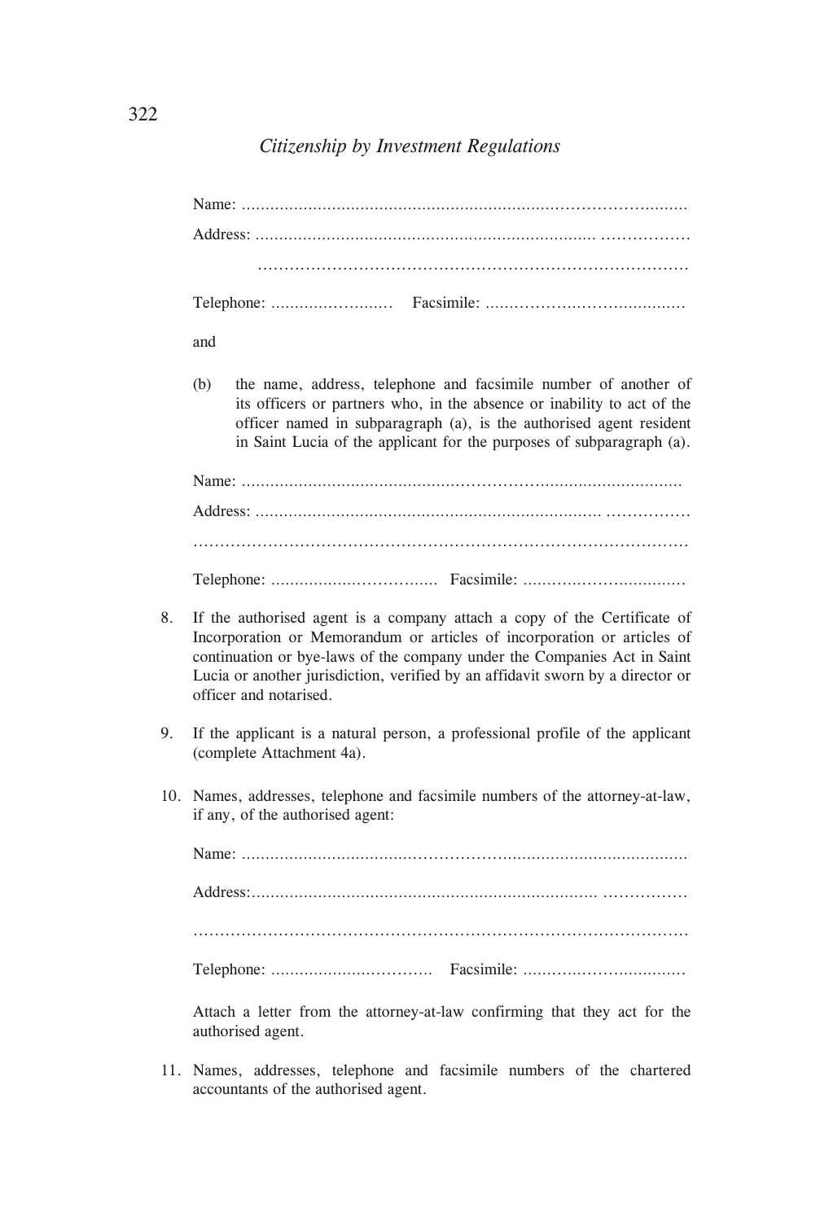Name: ...........................................................................................................

Address: ..................................................................................................

.................................................................................................................

Telephone: ...........................   Facsimile: ..........................................

and

(b) the name, address, telephone and facsimile number of another of its officers or partners who, in the absence or inability to act of the officer named in subparagraph (a), is the authorised agent resident in Saint Lucia of the applicant for the purposes of subparagraph (a).

Name: ...........................................................................................................

Address: ..................................................................................................

.................................................................................................................

Telephone: ..................................   Facsimile: ....................................

8. If the authorised agent is a company attach a copy of the Certificate of Incorporation or Memorandum or articles of incorporation or articles of continuation or bye-laws of the company under the Companies Act in Saint Lucia or another jurisdiction, verified by an affidavit sworn by a director or officer and notarised.

9. If the applicant is a natural person, a professional profile of the applicant (complete Attachment 4a).

10. Names, addresses, telephone and facsimile numbers of the attorney-at-law, if any, of the authorised agent:

    Name: ...........................................................................................................

    Address: ..................................................................................................

    .................................................................................................................

    Telephone: ..................................   Facsimile: ....................................

    Attach a letter from the attorney-at-law confirming that they act for the authorised agent.

11. Names, addresses, telephone and facsimile numbers of the chartered accountants of the authorised agent.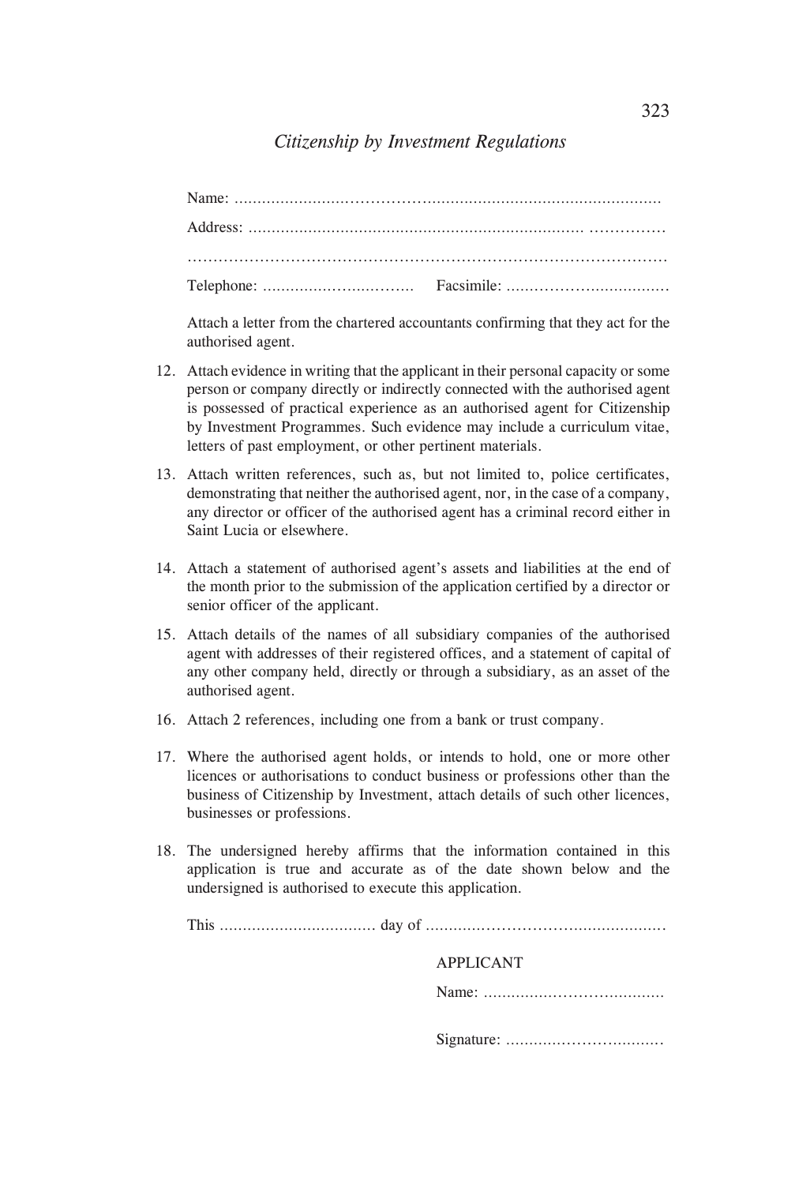Name: ..........................................................................................

Address: ........................................................................ ...............

..................................................................................................

Telephone: ................................ Facsimile: .................................

Attach a letter from the chartered accountants confirming that they act for the authorised agent.

12. Attach evidence in writing that the applicant in their personal capacity or some person or company directly or indirectly connected with the authorised agent is possessed of practical experience as an authorised agent for Citizenship by Investment Programmes. Such evidence may include a curriculum vitae, letters of past employment, or other pertinent materials.

13. Attach written references, such as, but not limited to, police certificates, demonstrating that neither the authorised agent, nor, in the case of a company, any director or officer of the authorised agent has a criminal record either in Saint Lucia or elsewhere.

14. Attach a statement of authorised agent's assets and liabilities at the end of the month prior to the submission of the application certified by a director or senior officer of the applicant.

15. Attach details of the names of all subsidiary companies of the authorised agent with addresses of their registered offices, and a statement of capital of any other company held, directly or through a subsidiary, as an asset of the authorised agent.

16. Attach 2 references, including one from a bank or trust company.

17. Where the authorised agent holds, or intends to hold, one or more other licences or authorisations to conduct business or professions other than the business of Citizenship by Investment, attach details of such other licences, businesses or professions.

18. The undersigned hereby affirms that the information contained in this application is true and accurate as of the date shown below and the undersigned is authorised to execute this application.

This .................................. day of ................................................

APPLICANT

Name: ......................................

Signature: ................................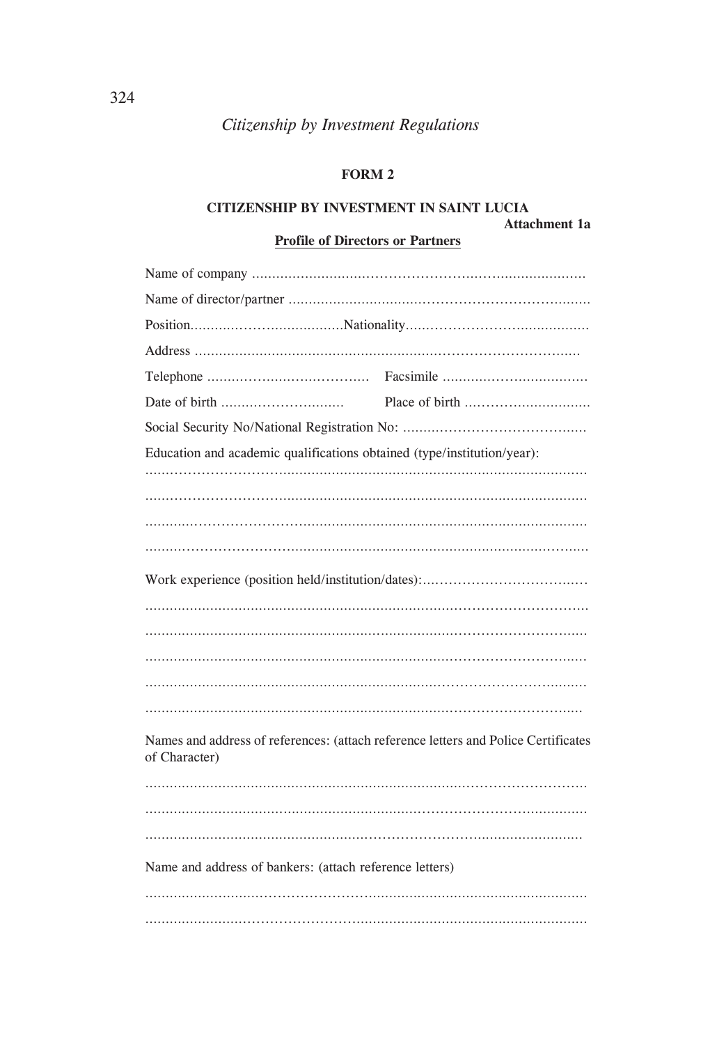## FORM 2

### CITIZENSHIP BY INVESTMENT IN SAINT LUCIA

**Attachment 1a**

**Profile of Directors or Partners**

Name of company ..........................................................................................

Name of director/partner ..............................................................................

Position.....................................Nationality.....................................................

Address .........................................................................................................

Telephone ....................................... Facsimile ..........................................

Date of birth ............................. Place of birth ...........................................

Social Security No/National Registration No: ..............................................

Education and academic qualifications obtained (type/institution/year):

..........................................................................................................................

..........................................................................................................................

..........................................................................................................................

..........................................................................................................................

Work experience (position held/institution/dates):.......................................

..........................................................................................................................

..........................................................................................................................

..........................................................................................................................

..........................................................................................................................

..........................................................................................................................

Names and address of references: (attach reference letters and Police Certificates of Character)

..........................................................................................................................

..........................................................................................................................

..........................................................................................................................

Name and address of bankers: (attach reference letters)

..........................................................................................................................

..........................................................................................................................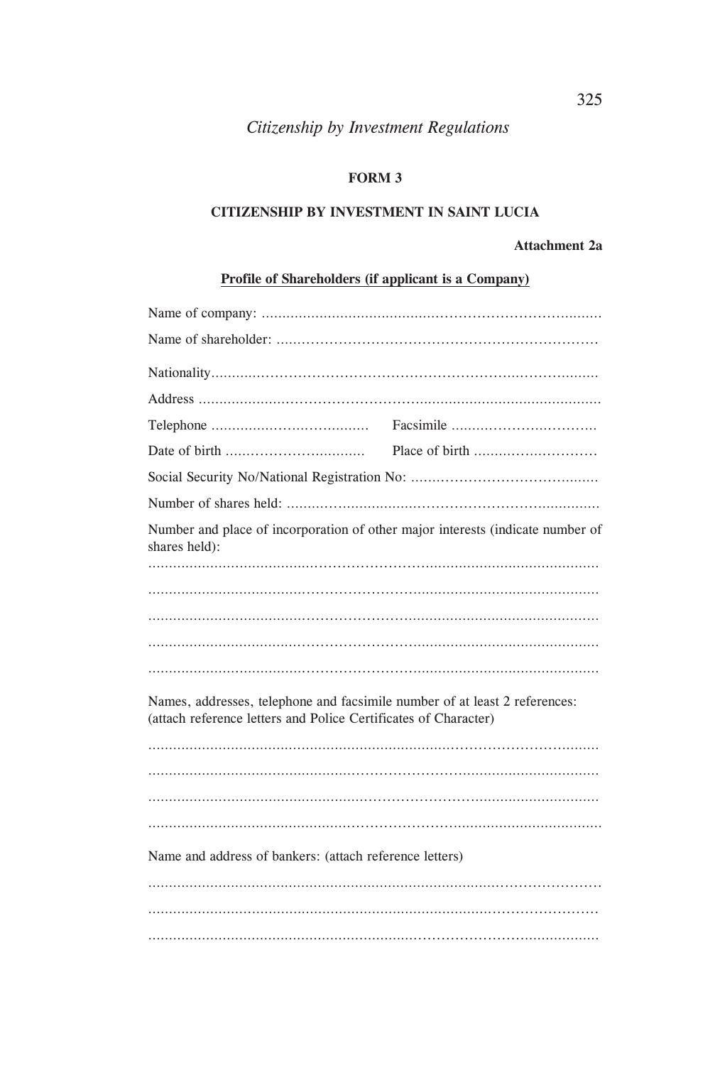*Citizenship by Investment Regulations*

**FORM 3**

**CITIZENSHIP BY INVESTMENT IN SAINT LUCIA**

**Attachment 2a**

**Profile of Shareholders (if applicant is a Company)**

Name of company: ..............................................................................

Name of shareholder: ..........................................................................

Nationality.........................................................................................

Address .............................................................................................

Telephone ...................................... Facsimile ...............................

Date of birth ................................ Place of birth ...........................

Social Security No/National Registration No: .......................................

Number of shares held: ......................................................................

Number and place of incorporation of other major interests (indicate number of shares held):

.........................................................................................................

.........................................................................................................

.........................................................................................................

.........................................................................................................

.........................................................................................................

Names, addresses, telephone and facsimile number of at least 2 references: (attach reference letters and Police Certificates of Character)

.........................................................................................................

.........................................................................................................

.........................................................................................................

.........................................................................................................

Name and address of bankers: (attach reference letters)

.........................................................................................................

.........................................................................................................

.........................................................................................................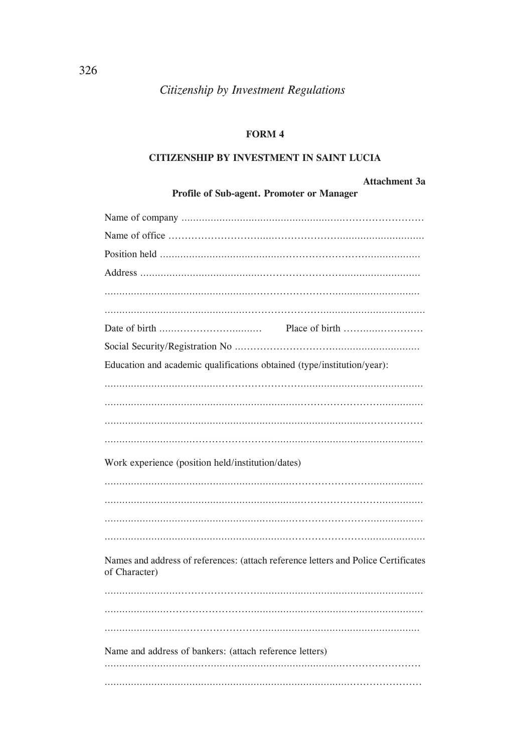**FORM 4**

**CITIZENSHIP BY INVESTMENT IN SAINT LUCIA**

**Attachment 3a**

**Profile of Sub-agent. Promoter or Manager**

Name of company ..................................................................................

Name of office ......................................................................................

Position held .........................................................................................

Address ................................................................................................

..............................................................................................................

..............................................................................................................

Date of birth .................................. Place of birth ................................

Social Security/Registration No ...........................................................

Education and academic qualifications obtained (type/institution/year):

..............................................................................................................

..............................................................................................................

..............................................................................................................

..............................................................................................................

Work experience (position held/institution/dates)

..............................................................................................................

..............................................................................................................

..............................................................................................................

..............................................................................................................

Names and address of references: (attach reference letters and Police Certificates of Character)

..............................................................................................................

..............................................................................................................

..............................................................................................................

Name and address of bankers: (attach reference letters)

..............................................................................................................

..............................................................................................................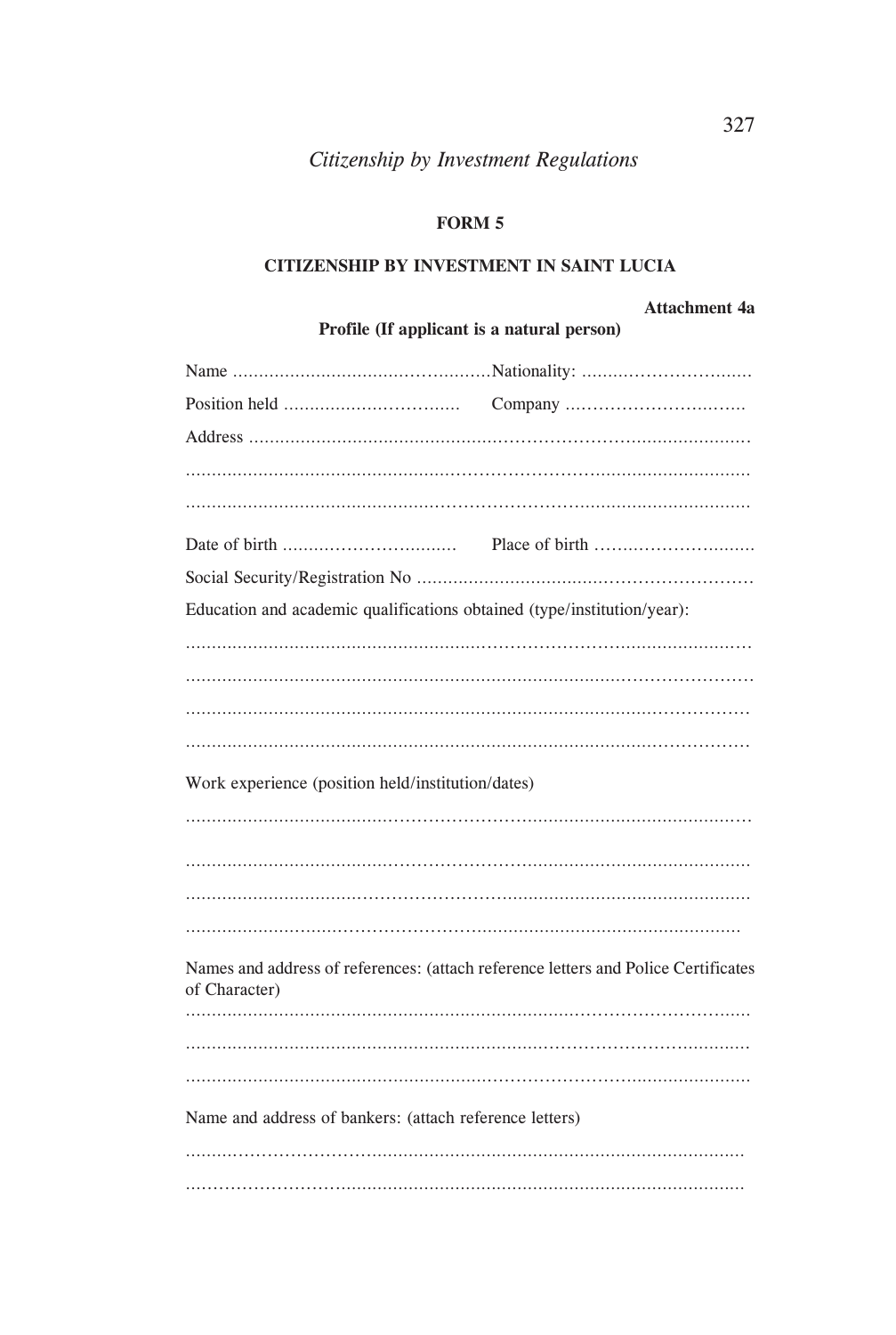*Citizenship by Investment Regulations*

**FORM 5**

**CITIZENSHIP BY INVESTMENT IN SAINT LUCIA**

**Attachment 4a**

**Profile (If applicant is a natural person)**

Name ............................................Nationality: ...............................

Position held ................................ Company ...............................

Address ...........................................................................................

.........................................................................................................

.........................................................................................................

Date of birth ................................ Place of birth ...............................

Social Security/Registration No ......................................................

Education and academic qualifications obtained (type/institution/year):

.........................................................................................................

.........................................................................................................

.........................................................................................................

.........................................................................................................

Work experience (position held/institution/dates)

.........................................................................................................

.........................................................................................................

.........................................................................................................

.........................................................................................................

Names and address of references: (attach reference letters and Police Certificates of Character)

.........................................................................................................

.........................................................................................................

.........................................................................................................

Name and address of bankers: (attach reference letters)

.........................................................................................................

.........................................................................................................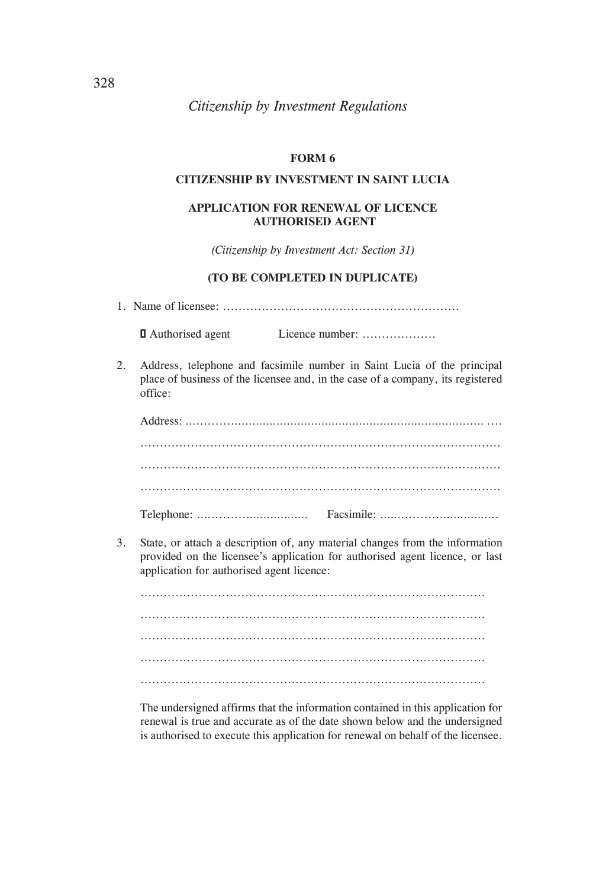## FORM 6

## CITIZENSHIP BY INVESTMENT IN SAINT LUCIA

## APPLICATION FOR RENEWAL OF LICENCE AUTHORISED AGENT

*(Citizenship by Investment Act: Section 31)*

**(TO BE COMPLETED IN DUPLICATE)**

1. Name of licensee: ……………………………………………………

   ☐ Authorised agent          Licence number: ……………….

2. Address, telephone and facsimile number in Saint Lucia of the principal place of business of the licensee and, in the case of a company, its registered office:

   Address: ……………………………………………………………………

   ……………………………………………………………………………

   ……………………………………………………………………………

   ……………………………………………………………………………

   Telephone: ……………………….     Facsimile: ……………………….

3. State, or attach a description of, any material changes from the information provided on the licensee's application for authorised agent licence, or last application for authorised agent licence:

   ……………………………………………………………………………

   ……………………………………………………………………………

   ……………………………………………………………………………

   ……………………………………………………………………………

   ……………………………………………………………………………

   The undersigned affirms that the information contained in this application for renewal is true and accurate as of the date shown below and the undersigned is authorised to execute this application for renewal on behalf of the licensee.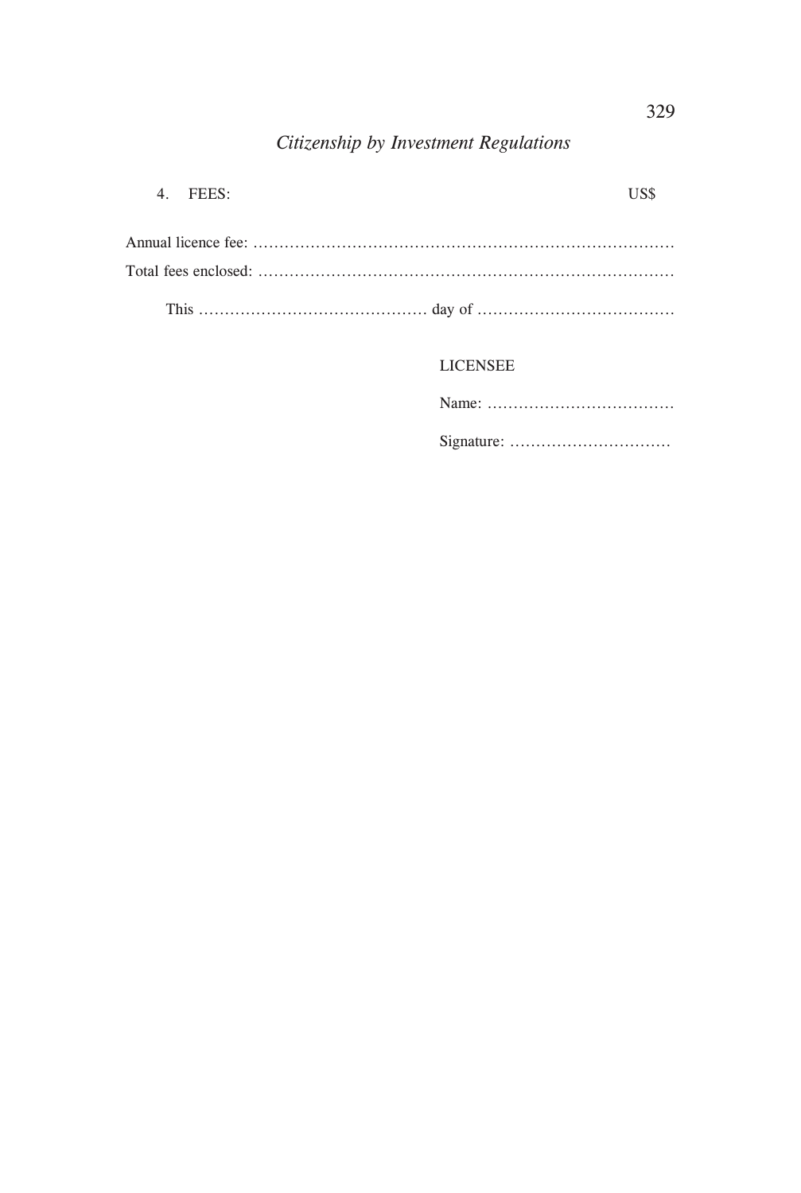4. FEES: US$

Annual licence fee: ………………………………………………………………………

Total fees enclosed: ……………………………………………………………………

This ……………………………………… day of …………………………………

LICENSEE

Name: ………………………………

Signature: …………………………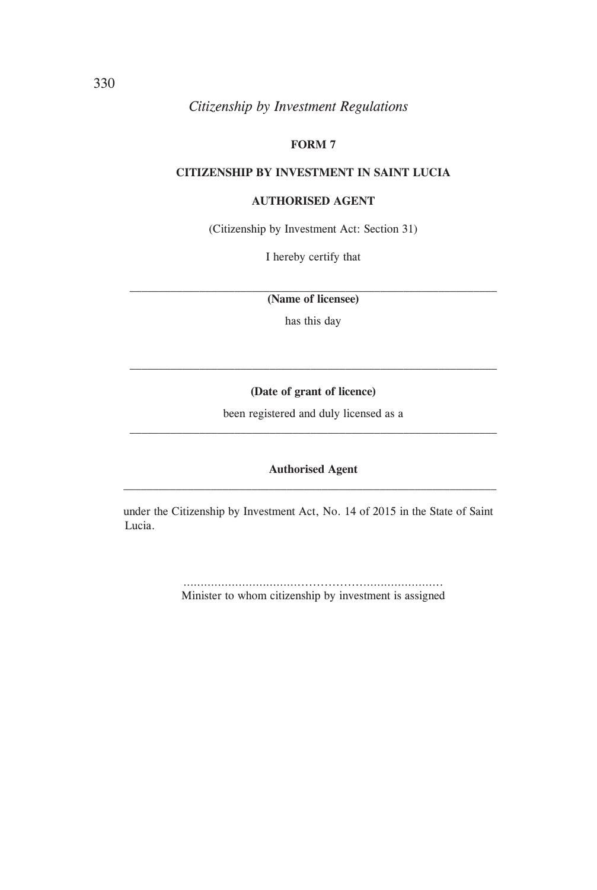**FORM 7**

**CITIZENSHIP BY INVESTMENT IN SAINT LUCIA**

**AUTHORISED AGENT**

(Citizenship by Investment Act: Section 31)

I hereby certify that

\_\_\_\_\_\_\_\_\_\_\_\_\_\_\_\_\_\_\_\_\_\_\_\_\_\_\_\_\_\_\_\_\_\_\_\_\_\_\_\_\_\_\_\_\_\_\_\_\_\_\_\_\_\_\_\_

**(Name of licensee)**

has this day

\_\_\_\_\_\_\_\_\_\_\_\_\_\_\_\_\_\_\_\_\_\_\_\_\_\_\_\_\_\_\_\_\_\_\_\_\_\_\_\_\_\_\_\_\_\_\_\_\_\_\_\_\_\_\_\_

**(Date of grant of licence)**

been registered and duly licensed as a

\_\_\_\_\_\_\_\_\_\_\_\_\_\_\_\_\_\_\_\_\_\_\_\_\_\_\_\_\_\_\_\_\_\_\_\_\_\_\_\_\_\_\_\_\_\_\_\_\_\_\_\_\_\_\_\_

**Authorised Agent**

\_\_\_\_\_\_\_\_\_\_\_\_\_\_\_\_\_\_\_\_\_\_\_\_\_\_\_\_\_\_\_\_\_\_\_\_\_\_\_\_\_\_\_\_\_\_\_\_\_\_\_\_\_\_\_\_

under the Citizenship by Investment Act, No. 14 of 2015 in the State of Saint Lucia.

..........................................................................

Minister to whom citizenship by investment is assigned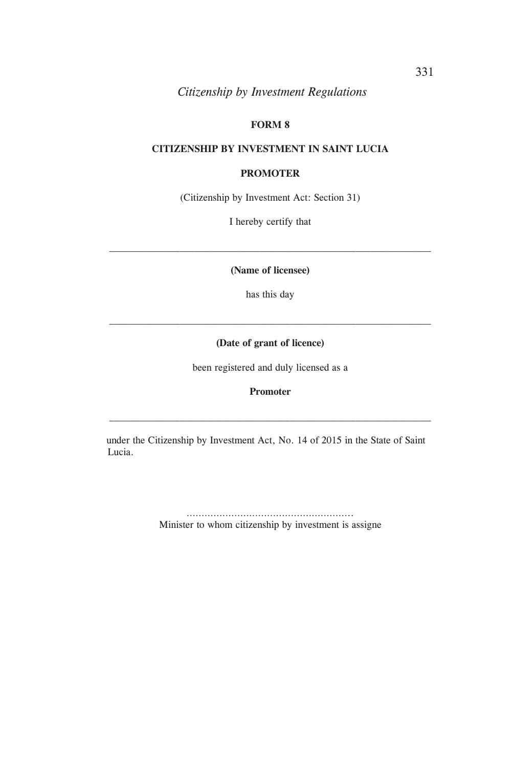**FORM 8**

**CITIZENSHIP BY INVESTMENT IN SAINT LUCIA**

**PROMOTER**

(Citizenship by Investment Act: Section 31)

I hereby certify that

\_\_\_\_\_\_\_\_\_\_\_\_\_\_\_\_\_\_\_\_\_\_\_\_\_\_\_\_\_\_\_\_\_\_\_\_\_\_\_\_\_\_\_\_\_\_\_\_\_\_\_\_\_\_\_\_\_\_\_\_

**(Name of licensee)**

has this day

\_\_\_\_\_\_\_\_\_\_\_\_\_\_\_\_\_\_\_\_\_\_\_\_\_\_\_\_\_\_\_\_\_\_\_\_\_\_\_\_\_\_\_\_\_\_\_\_\_\_\_\_\_\_\_\_\_\_\_\_

**(Date of grant of licence)**

been registered and duly licensed as a

**Promoter**

\_\_\_\_\_\_\_\_\_\_\_\_\_\_\_\_\_\_\_\_\_\_\_\_\_\_\_\_\_\_\_\_\_\_\_\_\_\_\_\_\_\_\_\_\_\_\_\_\_\_\_\_\_\_\_\_\_\_\_\_

under the Citizenship by Investment Act, No. 14 of 2015 in the State of Saint Lucia.

.......................................................

Minister to whom citizenship by investment is assigne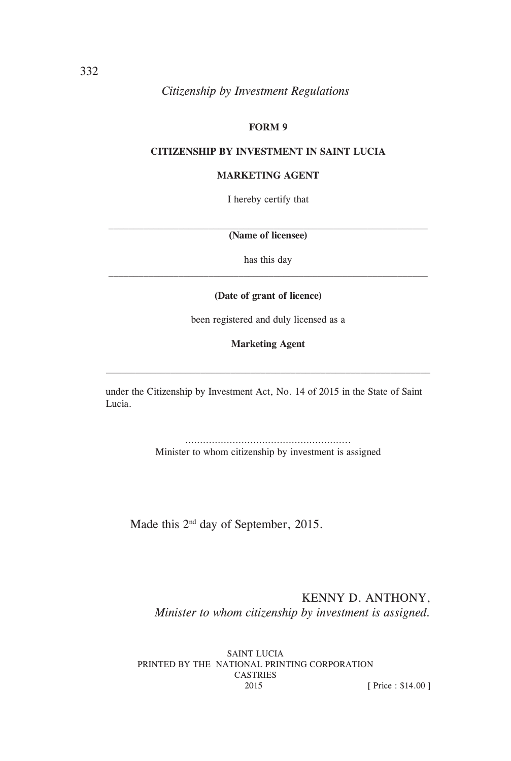**FORM 9**

**CITIZENSHIP BY INVESTMENT IN SAINT LUCIA**

**MARKETING AGENT**

I hereby certify that

_______________________________________________
**(Name of licensee)**

has this day

_______________________________________________

**(Date of grant of licence)**

been registered and duly licensed as a

**Marketing Agent**

_______________________________________________

under the Citizenship by Investment Act, No. 14 of 2015 in the State of Saint Lucia.

.......................................................
Minister to whom citizenship by investment is assigned

Made this 2nd day of September, 2015.

KENNY D. ANTHONY,
*Minister to whom citizenship by investment is assigned.*

SAINT LUCIA
PRINTED BY THE NATIONAL PRINTING CORPORATION
CASTRIES
2015

[ Price : $14.00 ]